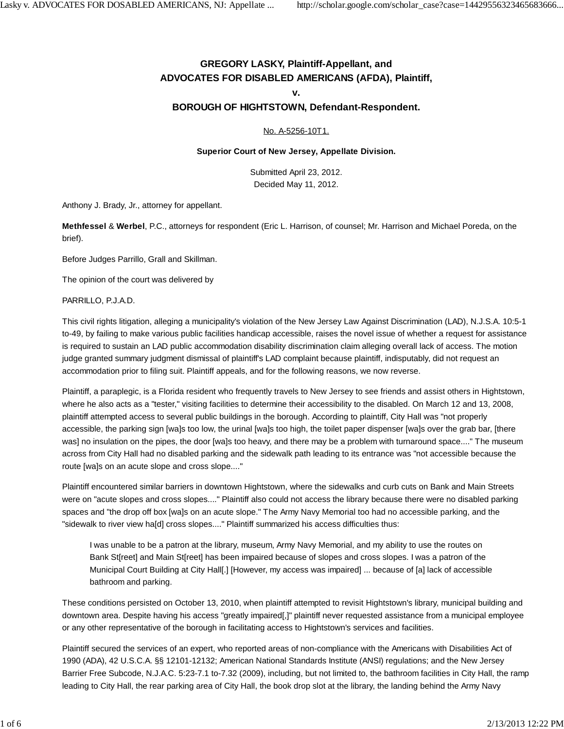**GREGORY LASKY, Plaintiff-Appellant, and**
**ADVOCATES FOR DISABLED AMERICANS (AFDA), Plaintiff,**
**v.**
**BOROUGH OF HIGHTSTOWN, Defendant-Respondent.**

No. A-5256-10T1.

**Superior Court of New Jersey, Appellate Division.**

Submitted April 23, 2012.
Decided May 11, 2012.

Anthony J. Brady, Jr., attorney for appellant.

**Methfessel** & **Werbel**, P.C., attorneys for respondent (Eric L. Harrison, of counsel; Mr. Harrison and Michael Poreda, on the brief).

Before Judges Parrillo, Grall and Skillman.

The opinion of the court was delivered by

PARRILLO, P.J.A.D.

This civil rights litigation, alleging a municipality's violation of the New Jersey Law Against Discrimination (LAD), N.J.S.A. 10:5-1 to-49, by failing to make various public facilities handicap accessible, raises the novel issue of whether a request for assistance is required to sustain an LAD public accommodation disability discrimination claim alleging overall lack of access. The motion judge granted summary judgment dismissal of plaintiff's LAD complaint because plaintiff, indisputably, did not request an accommodation prior to filing suit. Plaintiff appeals, and for the following reasons, we now reverse.

Plaintiff, a paraplegic, is a Florida resident who frequently travels to New Jersey to see friends and assist others in Hightstown, where he also acts as a "tester," visiting facilities to determine their accessibility to the disabled. On March 12 and 13, 2008, plaintiff attempted access to several public buildings in the borough. According to plaintiff, City Hall was "not properly accessible, the parking sign [wa]s too low, the urinal [wa]s too high, the toilet paper dispenser [wa]s over the grab bar, [there was] no insulation on the pipes, the door [wa]s too heavy, and there may be a problem with turnaround space...." The museum across from City Hall had no disabled parking and the sidewalk path leading to its entrance was "not accessible because the route [wa]s on an acute slope and cross slope...."

Plaintiff encountered similar barriers in downtown Hightstown, where the sidewalks and curb cuts on Bank and Main Streets were on "acute slopes and cross slopes...." Plaintiff also could not access the library because there were no disabled parking spaces and "the drop off box [wa]s on an acute slope." The Army Navy Memorial too had no accessible parking, and the "sidewalk to river view ha[d] cross slopes...." Plaintiff summarized his access difficulties thus:

> I was unable to be a patron at the library, museum, Army Navy Memorial, and my ability to use the routes on Bank St[reet] and Main St[reet] has been impaired because of slopes and cross slopes. I was a patron of the Municipal Court Building at City Hall[.] [However, my access was impaired] ... because of [a] lack of accessible bathroom and parking.

These conditions persisted on October 13, 2010, when plaintiff attempted to revisit Hightstown's library, municipal building and downtown area. Despite having his access "greatly impaired[,]" plaintiff never requested assistance from a municipal employee or any other representative of the borough in facilitating access to Hightstown's services and facilities.

Plaintiff secured the services of an expert, who reported areas of non-compliance with the Americans with Disabilities Act of 1990 (ADA), 42 U.S.C.A. §§ 12101-12132; American National Standards Institute (ANSI) regulations; and the New Jersey Barrier Free Subcode, N.J.A.C. 5:23-7.1 to-7.32 (2009), including, but not limited to, the bathroom facilities in City Hall, the ramp leading to City Hall, the rear parking area of City Hall, the book drop slot at the library, the landing behind the Army Navy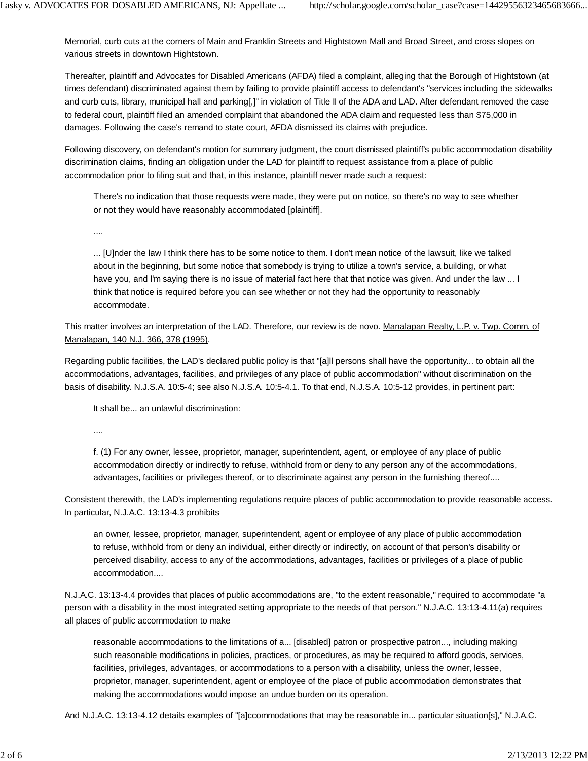Memorial, curb cuts at the corners of Main and Franklin Streets and Hightstown Mall and Broad Street, and cross slopes on various streets in downtown Hightstown.

Thereafter, plaintiff and Advocates for Disabled Americans (AFDA) filed a complaint, alleging that the Borough of Hightstown (at times defendant) discriminated against them by failing to provide plaintiff access to defendant's "services including the sidewalks and curb cuts, library, municipal hall and parking[,]" in violation of Title II of the ADA and LAD. After defendant removed the case to federal court, plaintiff filed an amended complaint that abandoned the ADA claim and requested less than $75,000 in damages. Following the case's remand to state court, AFDA dismissed its claims with prejudice.

Following discovery, on defendant's motion for summary judgment, the court dismissed plaintiff's public accommodation disability discrimination claims, finding an obligation under the LAD for plaintiff to request assistance from a place of public accommodation prior to filing suit and that, in this instance, plaintiff never made such a request:

> There's no indication that those requests were made, they were put on notice, so there's no way to see whether or not they would have reasonably accommodated [plaintiff].
>
> ....
>
> ... [U]nder the law I think there has to be some notice to them. I don't mean notice of the lawsuit, like we talked about in the beginning, but some notice that somebody is trying to utilize a town's service, a building, or what have you, and I'm saying there is no issue of material fact here that that notice was given. And under the law ... I think that notice is required before you can see whether or not they had the opportunity to reasonably accommodate.

This matter involves an interpretation of the LAD. Therefore, our review is de novo. Manalapan Realty, L.P. v. Twp. Comm. of Manalapan, 140 N.J. 366, 378 (1995).

Regarding public facilities, the LAD's declared public policy is that "[a]ll persons shall have the opportunity... to obtain all the accommodations, advantages, facilities, and privileges of any place of public accommodation" without discrimination on the basis of disability. N.J.S.A. 10:5-4; see also N.J.S.A. 10:5-4.1. To that end, N.J.S.A. 10:5-12 provides, in pertinent part:

> It shall be... an unlawful discrimination:
>
> ....
>
> f. (1) For any owner, lessee, proprietor, manager, superintendent, agent, or employee of any place of public accommodation directly or indirectly to refuse, withhold from or deny to any person any of the accommodations, advantages, facilities or privileges thereof, or to discriminate against any person in the furnishing thereof....

Consistent therewith, the LAD's implementing regulations require places of public accommodation to provide reasonable access. In particular, N.J.A.C. 13:13-4.3 prohibits

> an owner, lessee, proprietor, manager, superintendent, agent or employee of any place of public accommodation to refuse, withhold from or deny an individual, either directly or indirectly, on account of that person's disability or perceived disability, access to any of the accommodations, advantages, facilities or privileges of a place of public accommodation....

N.J.A.C. 13:13-4.4 provides that places of public accommodations are, "to the extent reasonable," required to accommodate "a person with a disability in the most integrated setting appropriate to the needs of that person." N.J.A.C. 13:13-4.11(a) requires all places of public accommodation to make

> reasonable accommodations to the limitations of a... [disabled] patron or prospective patron..., including making such reasonable modifications in policies, practices, or procedures, as may be required to afford goods, services, facilities, privileges, advantages, or accommodations to a person with a disability, unless the owner, lessee, proprietor, manager, superintendent, agent or employee of the place of public accommodation demonstrates that making the accommodations would impose an undue burden on its operation.

And N.J.A.C. 13:13-4.12 details examples of "[a]ccommodations that may be reasonable in... particular situation[s]," N.J.A.C.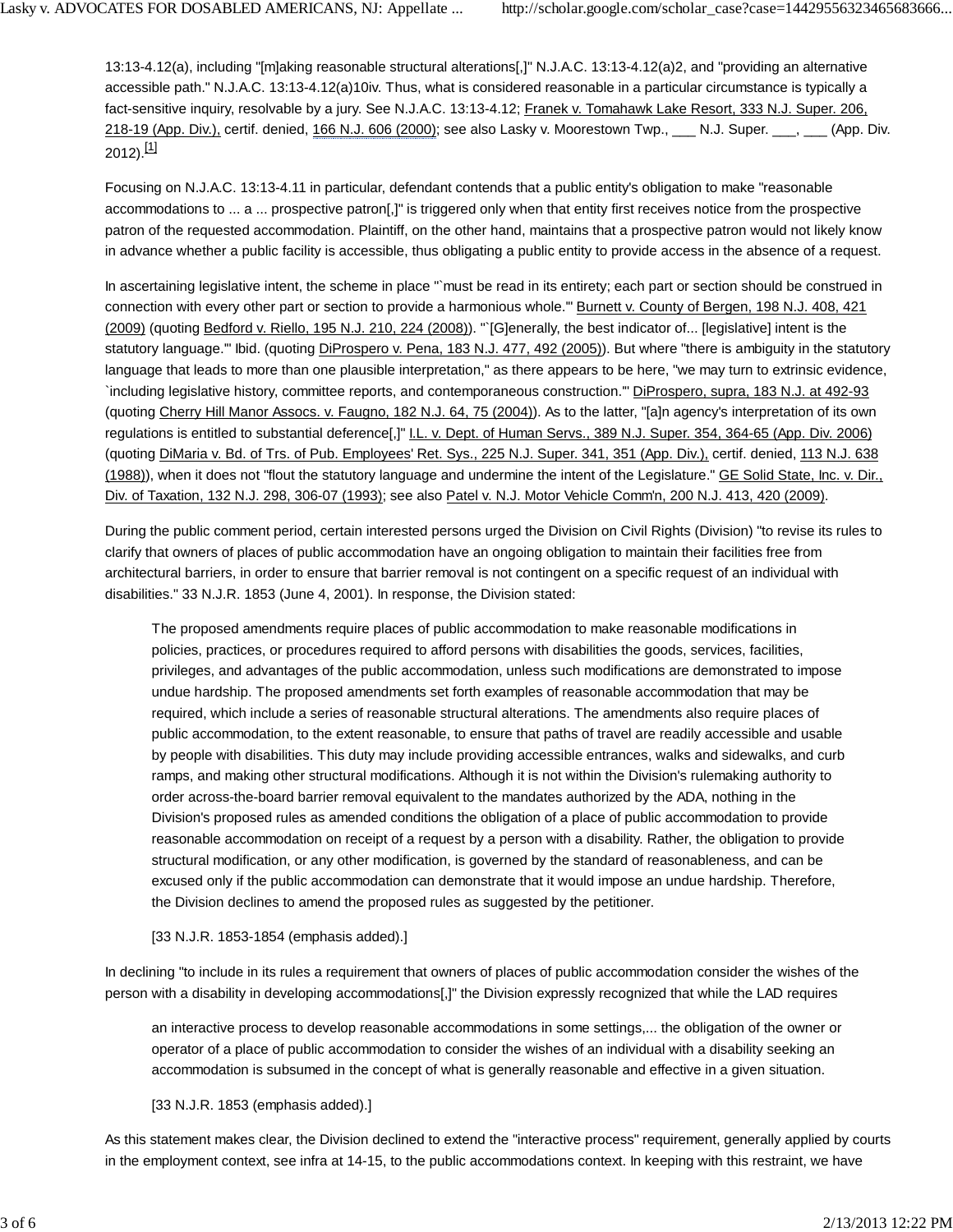13:13-4.12(a), including "[m]aking reasonable structural alterations[,]" N.J.A.C. 13:13-4.12(a)2, and "providing an alternative accessible path." N.J.A.C. 13:13-4.12(a)10iv. Thus, what is considered reasonable in a particular circumstance is typically a fact-sensitive inquiry, resolvable by a jury. See N.J.A.C. 13:13-4.12; Franek v. Tomahawk Lake Resort, 333 N.J. Super. 206, 218-19 (App. Div.), certif. denied, 166 N.J. 606 (2000); see also Lasky v. Moorestown Twp., ___ N.J. Super. ___, ___ (App. Div. 2012).[1]

Focusing on N.J.A.C. 13:13-4.11 in particular, defendant contends that a public entity's obligation to make "reasonable accommodations to ... a ... prospective patron[,]" is triggered only when that entity first receives notice from the prospective patron of the requested accommodation. Plaintiff, on the other hand, maintains that a prospective patron would not likely know in advance whether a public facility is accessible, thus obligating a public entity to provide access in the absence of a request.

In ascertaining legislative intent, the scheme in place "`must be read in its entirety; each part or section should be construed in connection with every other part or section to provide a harmonious whole.'" Burnett v. County of Bergen, 198 N.J. 408, 421 (2009) (quoting Bedford v. Riello, 195 N.J. 210, 224 (2008)). "`[G]enerally, the best indicator of... [legislative] intent is the statutory language.'" Ibid. (quoting DiProspero v. Pena, 183 N.J. 477, 492 (2005)). But where "there is ambiguity in the statutory language that leads to more than one plausible interpretation," as there appears to be here, "we may turn to extrinsic evidence, `including legislative history, committee reports, and contemporaneous construction.'" DiProspero, supra, 183 N.J. at 492-93 (quoting Cherry Hill Manor Assocs. v. Faugno, 182 N.J. 64, 75 (2004)). As to the latter, "[a]n agency's interpretation of its own regulations is entitled to substantial deference[,]" I.L. v. Dept. of Human Servs., 389 N.J. Super. 354, 364-65 (App. Div. 2006) (quoting DiMaria v. Bd. of Trs. of Pub. Employees' Ret. Sys., 225 N.J. Super. 341, 351 (App. Div.), certif. denied, 113 N.J. 638 (1988)), when it does not "flout the statutory language and undermine the intent of the Legislature." GE Solid State, Inc. v. Dir., Div. of Taxation, 132 N.J. 298, 306-07 (1993); see also Patel v. N.J. Motor Vehicle Comm'n, 200 N.J. 413, 420 (2009).

During the public comment period, certain interested persons urged the Division on Civil Rights (Division) "to revise its rules to clarify that owners of places of public accommodation have an ongoing obligation to maintain their facilities free from architectural barriers, in order to ensure that barrier removal is not contingent on a specific request of an individual with disabilities." 33 N.J.R. 1853 (June 4, 2001). In response, the Division stated:

> The proposed amendments require places of public accommodation to make reasonable modifications in policies, practices, or procedures required to afford persons with disabilities the goods, services, facilities, privileges, and advantages of the public accommodation, unless such modifications are demonstrated to impose undue hardship. The proposed amendments set forth examples of reasonable accommodation that may be required, which include a series of reasonable structural alterations. The amendments also require places of public accommodation, to the extent reasonable, to ensure that paths of travel are readily accessible and usable by people with disabilities. This duty may include providing accessible entrances, walks and sidewalks, and curb ramps, and making other structural modifications. Although it is not within the Division's rulemaking authority to order across-the-board barrier removal equivalent to the mandates authorized by the ADA, nothing in the Division's proposed rules as amended conditions the obligation of a place of public accommodation to provide reasonable accommodation on receipt of a request by a person with a disability. Rather, the obligation to provide structural modification, or any other modification, is governed by the standard of reasonableness, and can be excused only if the public accommodation can demonstrate that it would impose an undue hardship. Therefore, the Division declines to amend the proposed rules as suggested by the petitioner.
>
> [33 N.J.R. 1853-1854 (emphasis added).]

In declining "to include in its rules a requirement that owners of places of public accommodation consider the wishes of the person with a disability in developing accommodations[,]" the Division expressly recognized that while the LAD requires

> an interactive process to develop reasonable accommodations in some settings,... the obligation of the owner or operator of a place of public accommodation to consider the wishes of an individual with a disability seeking an accommodation is subsumed in the concept of what is generally reasonable and effective in a given situation.
>
> [33 N.J.R. 1853 (emphasis added).]

As this statement makes clear, the Division declined to extend the "interactive process" requirement, generally applied by courts in the employment context, see infra at 14-15, to the public accommodations context. In keeping with this restraint, we have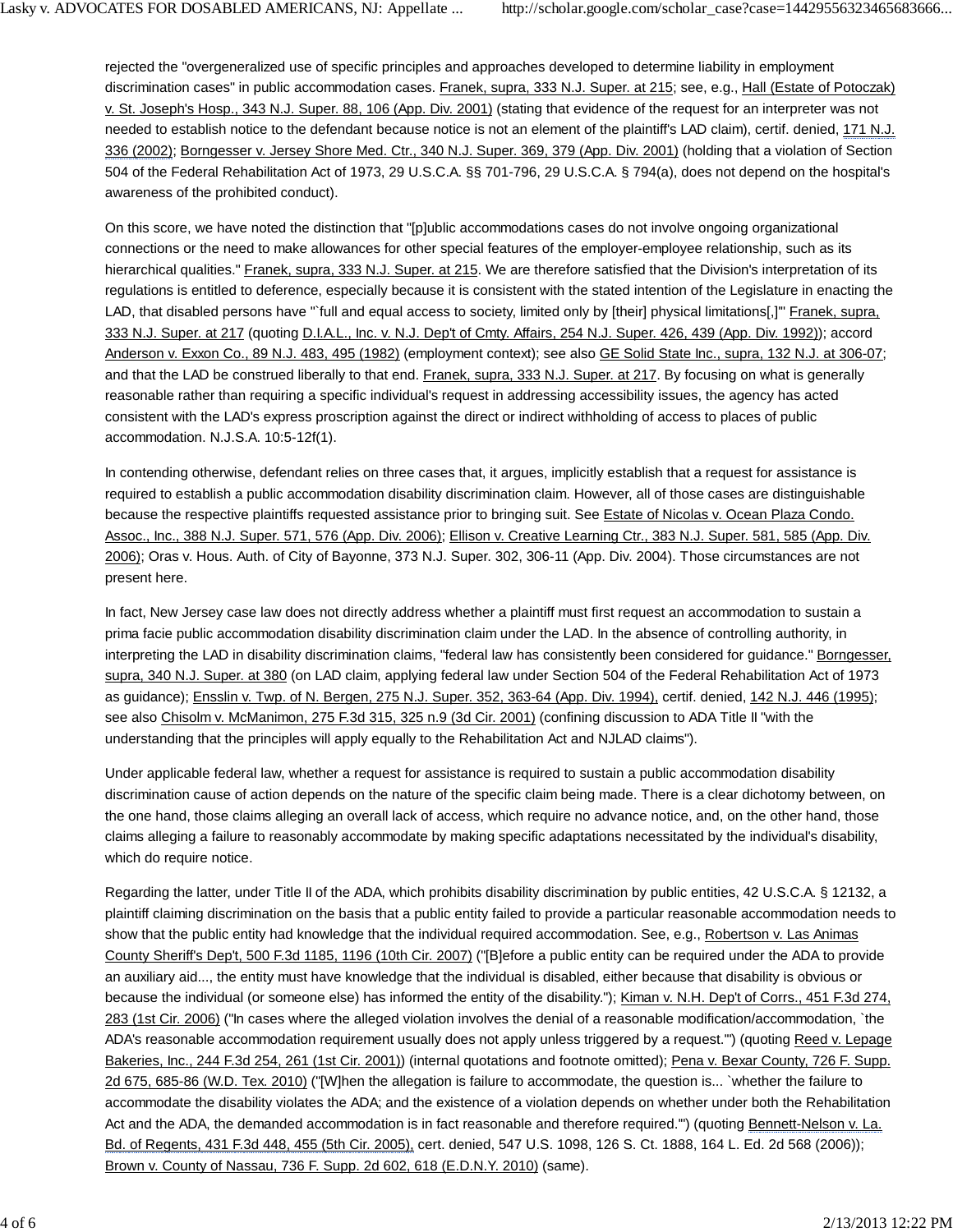rejected the "overgeneralized use of specific principles and approaches developed to determine liability in employment discrimination cases" in public accommodation cases. Franek, supra, 333 N.J. Super. at 215; see, e.g., Hall (Estate of Potoczak) v. St. Joseph's Hosp., 343 N.J. Super. 88, 106 (App. Div. 2001) (stating that evidence of the request for an interpreter was not needed to establish notice to the defendant because notice is not an element of the plaintiff's LAD claim), certif. denied, 171 N.J. 336 (2002); Borngesser v. Jersey Shore Med. Ctr., 340 N.J. Super. 369, 379 (App. Div. 2001) (holding that a violation of Section 504 of the Federal Rehabilitation Act of 1973, 29 U.S.C.A. §§ 701-796, 29 U.S.C.A. § 794(a), does not depend on the hospital's awareness of the prohibited conduct).

On this score, we have noted the distinction that "[p]ublic accommodations cases do not involve ongoing organizational connections or the need to make allowances for other special features of the employer-employee relationship, such as its hierarchical qualities." Franek, supra, 333 N.J. Super. at 215. We are therefore satisfied that the Division's interpretation of its regulations is entitled to deference, especially because it is consistent with the stated intention of the Legislature in enacting the LAD, that disabled persons have "`full and equal access to society, limited only by [their] physical limitations[,]'" Franek, supra, 333 N.J. Super. at 217 (quoting D.I.A.L., Inc. v. N.J. Dep't of Cmty. Affairs, 254 N.J. Super. 426, 439 (App. Div. 1992)); accord Anderson v. Exxon Co., 89 N.J. 483, 495 (1982) (employment context); see also GE Solid State Inc., supra, 132 N.J. at 306-07; and that the LAD be construed liberally to that end. Franek, supra, 333 N.J. Super. at 217. By focusing on what is generally reasonable rather than requiring a specific individual's request in addressing accessibility issues, the agency has acted consistent with the LAD's express proscription against the direct or indirect withholding of access to places of public accommodation. N.J.S.A. 10:5-12f(1).

In contending otherwise, defendant relies on three cases that, it argues, implicitly establish that a request for assistance is required to establish a public accommodation disability discrimination claim. However, all of those cases are distinguishable because the respective plaintiffs requested assistance prior to bringing suit. See Estate of Nicolas v. Ocean Plaza Condo. Assoc., Inc., 388 N.J. Super. 571, 576 (App. Div. 2006); Ellison v. Creative Learning Ctr., 383 N.J. Super. 581, 585 (App. Div. 2006); Oras v. Hous. Auth. of City of Bayonne, 373 N.J. Super. 302, 306-11 (App. Div. 2004). Those circumstances are not present here.

In fact, New Jersey case law does not directly address whether a plaintiff must first request an accommodation to sustain a prima facie public accommodation disability discrimination claim under the LAD. In the absence of controlling authority, in interpreting the LAD in disability discrimination claims, "federal law has consistently been considered for guidance." Borngesser, supra, 340 N.J. Super. at 380 (on LAD claim, applying federal law under Section 504 of the Federal Rehabilitation Act of 1973 as guidance); Ensslin v. Twp. of N. Bergen, 275 N.J. Super. 352, 363-64 (App. Div. 1994), certif. denied, 142 N.J. 446 (1995); see also Chisolm v. McManimon, 275 F.3d 315, 325 n.9 (3d Cir. 2001) (confining discussion to ADA Title II "with the understanding that the principles will apply equally to the Rehabilitation Act and NJLAD claims").

Under applicable federal law, whether a request for assistance is required to sustain a public accommodation disability discrimination cause of action depends on the nature of the specific claim being made. There is a clear dichotomy between, on the one hand, those claims alleging an overall lack of access, which require no advance notice, and, on the other hand, those claims alleging a failure to reasonably accommodate by making specific adaptations necessitated by the individual's disability, which do require notice.

Regarding the latter, under Title II of the ADA, which prohibits disability discrimination by public entities, 42 U.S.C.A. § 12132, a plaintiff claiming discrimination on the basis that a public entity failed to provide a particular reasonable accommodation needs to show that the public entity had knowledge that the individual required accommodation. See, e.g., Robertson v. Las Animas County Sheriff's Dep't, 500 F.3d 1185, 1196 (10th Cir. 2007) ("[B]efore a public entity can be required under the ADA to provide an auxiliary aid..., the entity must have knowledge that the individual is disabled, either because that disability is obvious or because the individual (or someone else) has informed the entity of the disability."); Kiman v. N.H. Dep't of Corrs., 451 F.3d 274, 283 (1st Cir. 2006) ("In cases where the alleged violation involves the denial of a reasonable modification/accommodation, `the ADA's reasonable accommodation requirement usually does not apply unless triggered by a request.'") (quoting Reed v. Lepage Bakeries, Inc., 244 F.3d 254, 261 (1st Cir. 2001)) (internal quotations and footnote omitted); Pena v. Bexar County, 726 F. Supp. 2d 675, 685-86 (W.D. Tex. 2010) ("[W]hen the allegation is failure to accommodate, the question is... `whether the failure to accommodate the disability violates the ADA; and the existence of a violation depends on whether under both the Rehabilitation Act and the ADA, the demanded accommodation is in fact reasonable and therefore required.'") (quoting Bennett-Nelson v. La. Bd. of Regents, 431 F.3d 448, 455 (5th Cir. 2005), cert. denied, 547 U.S. 1098, 126 S. Ct. 1888, 164 L. Ed. 2d 568 (2006)); Brown v. County of Nassau, 736 F. Supp. 2d 602, 618 (E.D.N.Y. 2010) (same).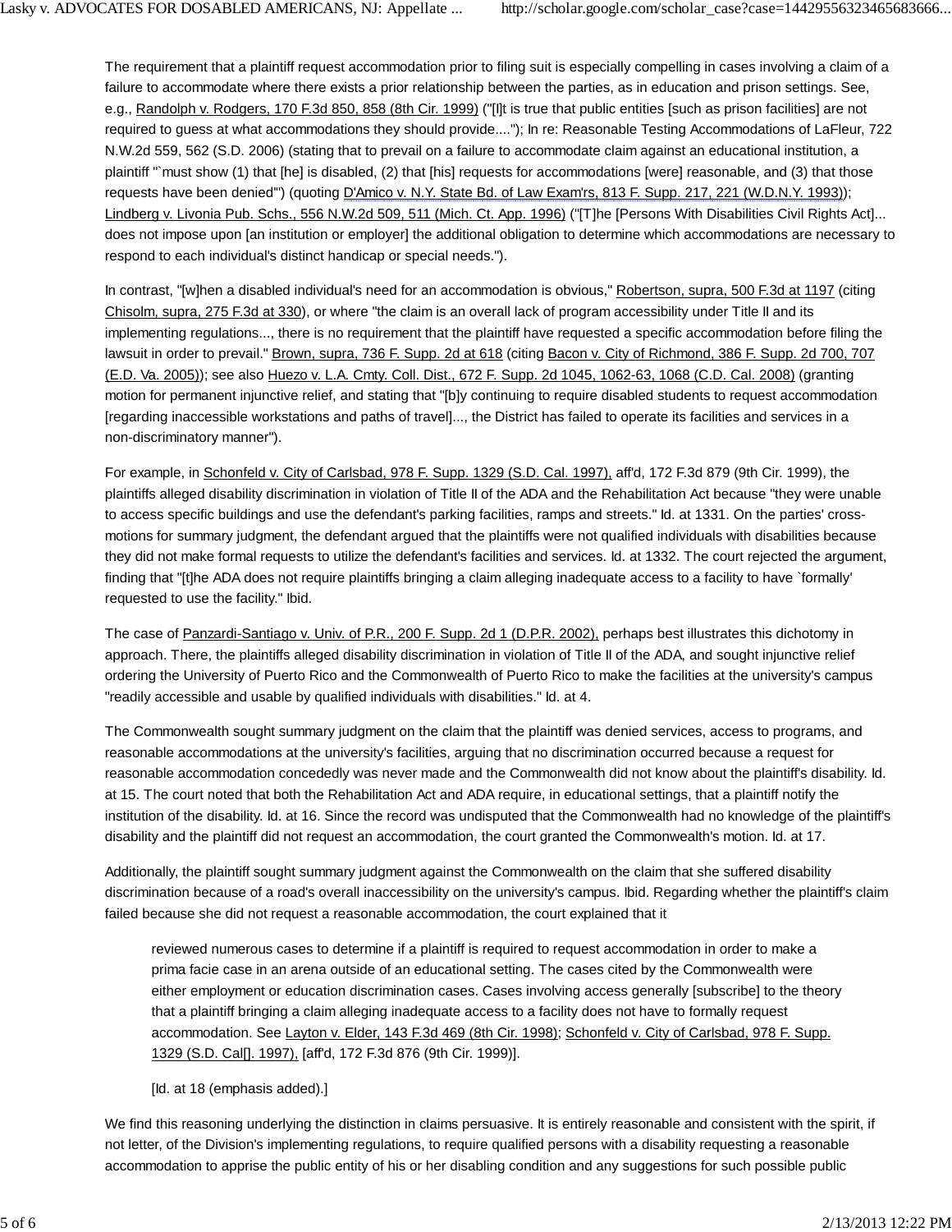The requirement that a plaintiff request accommodation prior to filing suit is especially compelling in cases involving a claim of a failure to accommodate where there exists a prior relationship between the parties, as in education and prison settings. See, e.g., Randolph v. Rodgers, 170 F.3d 850, 858 (8th Cir. 1999) ("[I]t is true that public entities [such as prison facilities] are not required to guess at what accommodations they should provide...."); In re: Reasonable Testing Accommodations of LaFleur, 722 N.W.2d 559, 562 (S.D. 2006) (stating that to prevail on a failure to accommodate claim against an educational institution, a plaintiff "`must show (1) that [he] is disabled, (2) that [his] requests for accommodations [were] reasonable, and (3) that those requests have been denied'") (quoting D'Amico v. N.Y. State Bd. of Law Exam'rs, 813 F. Supp. 217, 221 (W.D.N.Y. 1993)); Lindberg v. Livonia Pub. Schs., 556 N.W.2d 509, 511 (Mich. Ct. App. 1996) ("[T]he [Persons With Disabilities Civil Rights Act]... does not impose upon [an institution or employer] the additional obligation to determine which accommodations are necessary to respond to each individual's distinct handicap or special needs.").

In contrast, "[w]hen a disabled individual's need for an accommodation is obvious," Robertson, supra, 500 F.3d at 1197 (citing Chisolm, supra, 275 F.3d at 330), or where "the claim is an overall lack of program accessibility under Title II and its implementing regulations..., there is no requirement that the plaintiff have requested a specific accommodation before filing the lawsuit in order to prevail." Brown, supra, 736 F. Supp. 2d at 618 (citing Bacon v. City of Richmond, 386 F. Supp. 2d 700, 707 (E.D. Va. 2005)); see also Huezo v. L.A. Cmty. Coll. Dist., 672 F. Supp. 2d 1045, 1062-63, 1068 (C.D. Cal. 2008) (granting motion for permanent injunctive relief, and stating that "[b]y continuing to require disabled students to request accommodation [regarding inaccessible workstations and paths of travel]..., the District has failed to operate its facilities and services in a non-discriminatory manner").

For example, in Schonfeld v. City of Carlsbad, 978 F. Supp. 1329 (S.D. Cal. 1997), aff'd, 172 F.3d 879 (9th Cir. 1999), the plaintiffs alleged disability discrimination in violation of Title II of the ADA and the Rehabilitation Act because "they were unable to access specific buildings and use the defendant's parking facilities, ramps and streets." Id. at 1331. On the parties' cross-motions for summary judgment, the defendant argued that the plaintiffs were not qualified individuals with disabilities because they did not make formal requests to utilize the defendant's facilities and services. Id. at 1332. The court rejected the argument, finding that "[t]he ADA does not require plaintiffs bringing a claim alleging inadequate access to a facility to have `formally' requested to use the facility." Ibid.

The case of Panzardi-Santiago v. Univ. of P.R., 200 F. Supp. 2d 1 (D.P.R. 2002), perhaps best illustrates this dichotomy in approach. There, the plaintiffs alleged disability discrimination in violation of Title II of the ADA, and sought injunctive relief ordering the University of Puerto Rico and the Commonwealth of Puerto Rico to make the facilities at the university's campus "readily accessible and usable by qualified individuals with disabilities." Id. at 4.

The Commonwealth sought summary judgment on the claim that the plaintiff was denied services, access to programs, and reasonable accommodations at the university's facilities, arguing that no discrimination occurred because a request for reasonable accommodation concededly was never made and the Commonwealth did not know about the plaintiff's disability. Id. at 15. The court noted that both the Rehabilitation Act and ADA require, in educational settings, that a plaintiff notify the institution of the disability. Id. at 16. Since the record was undisputed that the Commonwealth had no knowledge of the plaintiff's disability and the plaintiff did not request an accommodation, the court granted the Commonwealth's motion. Id. at 17.

Additionally, the plaintiff sought summary judgment against the Commonwealth on the claim that she suffered disability discrimination because of a road's overall inaccessibility on the university's campus. Ibid. Regarding whether the plaintiff's claim failed because she did not request a reasonable accommodation, the court explained that it

> reviewed numerous cases to determine if a plaintiff is required to request accommodation in order to make a prima facie case in an arena outside of an educational setting. The cases cited by the Commonwealth were either employment or education discrimination cases. Cases involving access generally [subscribe] to the theory that a plaintiff bringing a claim alleging inadequate access to a facility does not have to formally request accommodation. See Layton v. Elder, 143 F.3d 469 (8th Cir. 1998); Schonfeld v. City of Carlsbad, 978 F. Supp. 1329 (S.D. Cal[]. 1997), [aff'd, 172 F.3d 876 (9th Cir. 1999)].
>
> [Id. at 18 (emphasis added).]

We find this reasoning underlying the distinction in claims persuasive. It is entirely reasonable and consistent with the spirit, if not letter, of the Division's implementing regulations, to require qualified persons with a disability requesting a reasonable accommodation to apprise the public entity of his or her disabling condition and any suggestions for such possible public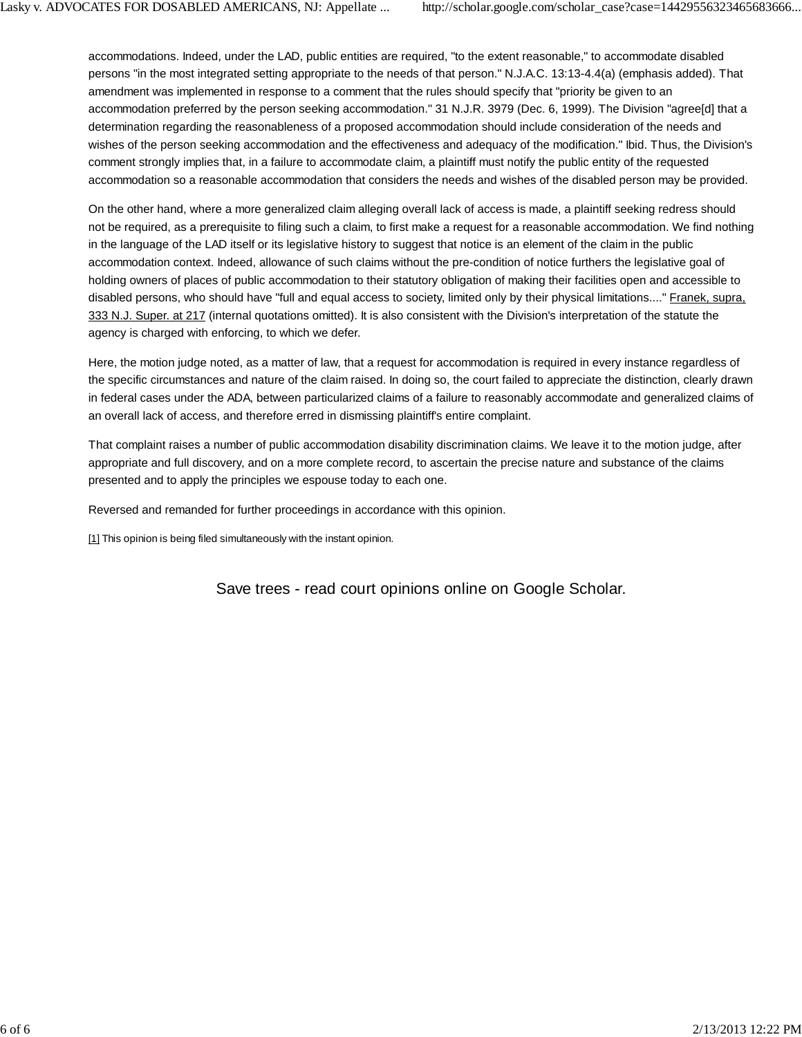accommodations. Indeed, under the LAD, public entities are required, "to the extent reasonable," to accommodate disabled persons "in the most integrated setting appropriate to the needs of that person." N.J.A.C. 13:13-4.4(a) (emphasis added). That amendment was implemented in response to a comment that the rules should specify that "priority be given to an accommodation preferred by the person seeking accommodation." 31 N.J.R. 3979 (Dec. 6, 1999). The Division "agree[d] that a determination regarding the reasonableness of a proposed accommodation should include consideration of the needs and wishes of the person seeking accommodation and the effectiveness and adequacy of the modification." Ibid. Thus, the Division's comment strongly implies that, in a failure to accommodate claim, a plaintiff must notify the public entity of the requested accommodation so a reasonable accommodation that considers the needs and wishes of the disabled person may be provided.

On the other hand, where a more generalized claim alleging overall lack of access is made, a plaintiff seeking redress should not be required, as a prerequisite to filing such a claim, to first make a request for a reasonable accommodation. We find nothing in the language of the LAD itself or its legislative history to suggest that notice is an element of the claim in the public accommodation context. Indeed, allowance of such claims without the pre-condition of notice furthers the legislative goal of holding owners of places of public accommodation to their statutory obligation of making their facilities open and accessible to disabled persons, who should have "full and equal access to society, limited only by their physical limitations...." Franek, supra, 333 N.J. Super. at 217 (internal quotations omitted). It is also consistent with the Division's interpretation of the statute the agency is charged with enforcing, to which we defer.

Here, the motion judge noted, as a matter of law, that a request for accommodation is required in every instance regardless of the specific circumstances and nature of the claim raised. In doing so, the court failed to appreciate the distinction, clearly drawn in federal cases under the ADA, between particularized claims of a failure to reasonably accommodate and generalized claims of an overall lack of access, and therefore erred in dismissing plaintiff's entire complaint.

That complaint raises a number of public accommodation disability discrimination claims. We leave it to the motion judge, after appropriate and full discovery, and on a more complete record, to ascertain the precise nature and substance of the claims presented and to apply the principles we espouse today to each one.

Reversed and remanded for further proceedings in accordance with this opinion.

[1] This opinion is being filed simultaneously with the instant opinion.

Save trees - read court opinions online on Google Scholar.